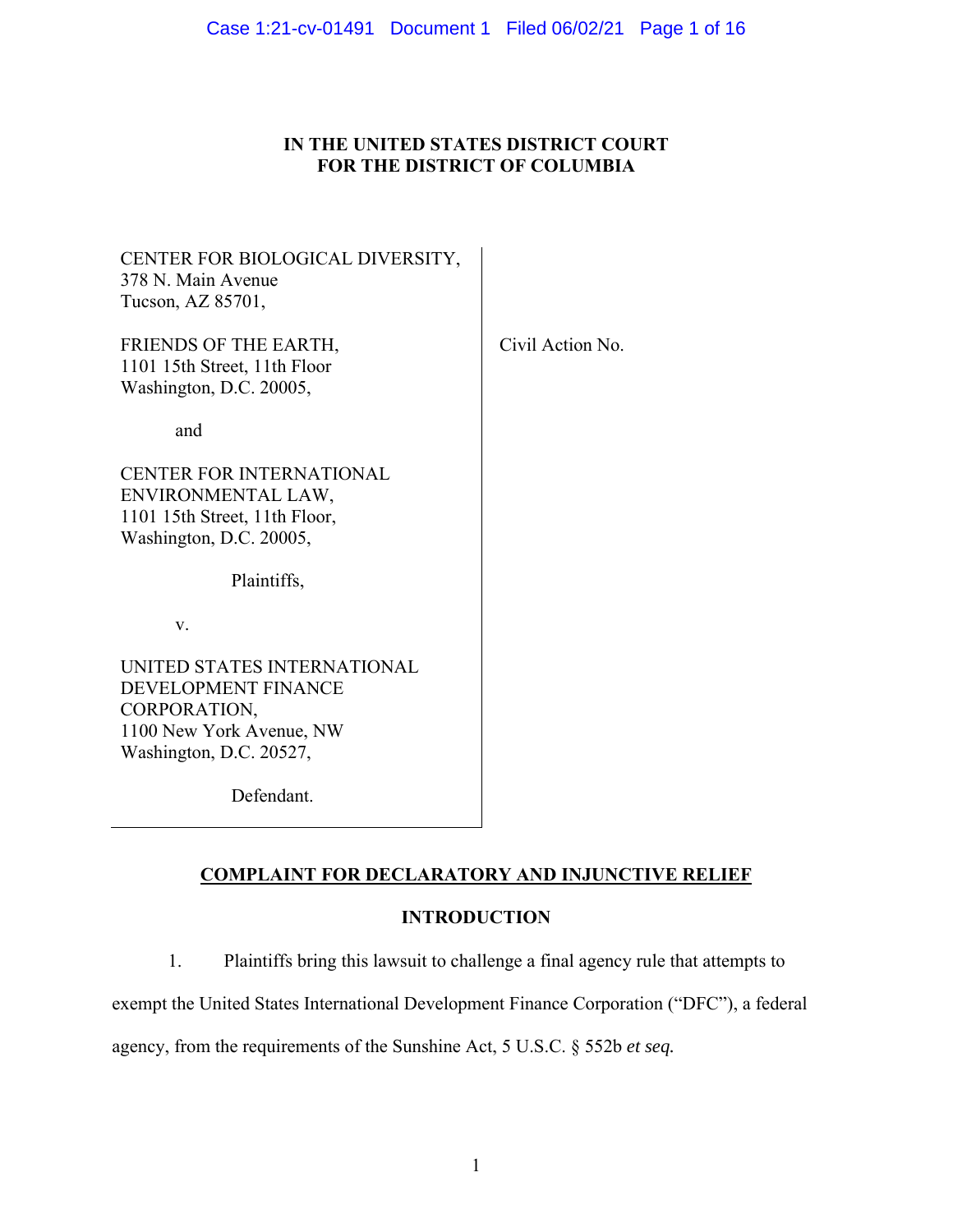**IN THE UNITED STATES DISTRICT COURT**
**FOR THE DISTRICT OF COLUMBIA**

CENTER FOR BIOLOGICAL DIVERSITY,
378 N. Main Avenue
Tucson, AZ 85701,

FRIENDS OF THE EARTH,
1101 15th Street, 11th Floor
Washington, D.C. 20005,

and

CENTER FOR INTERNATIONAL ENVIRONMENTAL LAW,
1101 15th Street, 11th Floor,
Washington, D.C. 20005,

Plaintiffs,

v.

UNITED STATES INTERNATIONAL DEVELOPMENT FINANCE CORPORATION,
1100 New York Avenue, NW
Washington, D.C. 20527,

Defendant.

Civil Action No.

**COMPLAINT FOR DECLARATORY AND INJUNCTIVE RELIEF**

**INTRODUCTION**

1. Plaintiffs bring this lawsuit to challenge a final agency rule that attempts to exempt the United States International Development Finance Corporation ("DFC"), a federal agency, from the requirements of the Sunshine Act, 5 U.S.C. § 552b *et seq.*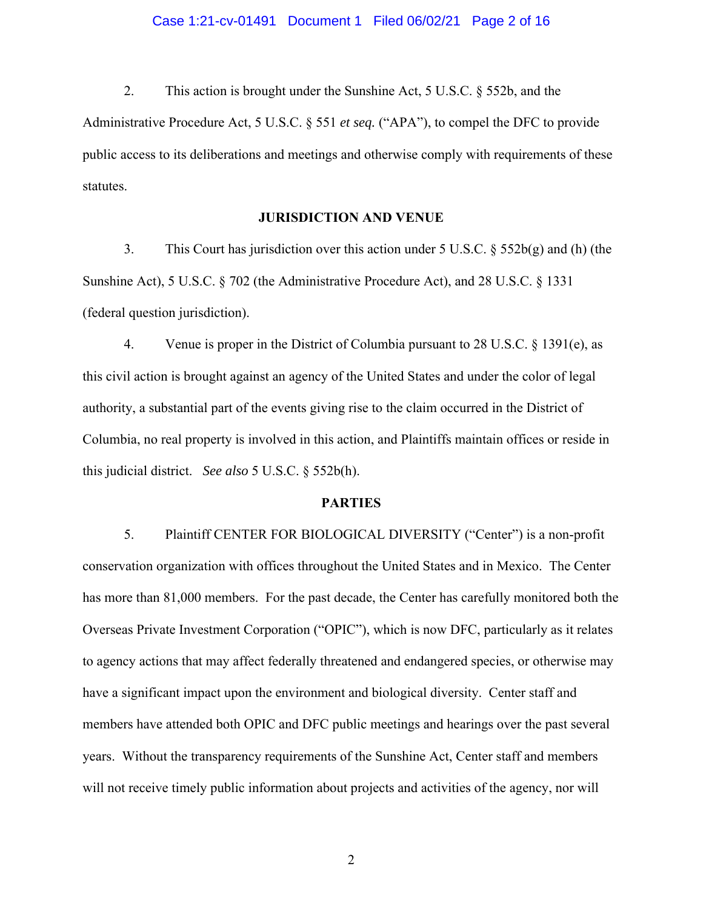2. This action is brought under the Sunshine Act, 5 U.S.C. § 552b, and the Administrative Procedure Act, 5 U.S.C. § 551 *et seq.* ("APA"), to compel the DFC to provide public access to its deliberations and meetings and otherwise comply with requirements of these statutes.

**JURISDICTION AND VENUE**

3. This Court has jurisdiction over this action under 5 U.S.C. § 552b(g) and (h) (the Sunshine Act), 5 U.S.C. § 702 (the Administrative Procedure Act), and 28 U.S.C. § 1331 (federal question jurisdiction).

4. Venue is proper in the District of Columbia pursuant to 28 U.S.C. § 1391(e), as this civil action is brought against an agency of the United States and under the color of legal authority, a substantial part of the events giving rise to the claim occurred in the District of Columbia, no real property is involved in this action, and Plaintiffs maintain offices or reside in this judicial district. *See also* 5 U.S.C. § 552b(h).

**PARTIES**

5. Plaintiff CENTER FOR BIOLOGICAL DIVERSITY ("Center") is a non-profit conservation organization with offices throughout the United States and in Mexico. The Center has more than 81,000 members. For the past decade, the Center has carefully monitored both the Overseas Private Investment Corporation ("OPIC"), which is now DFC, particularly as it relates to agency actions that may affect federally threatened and endangered species, or otherwise may have a significant impact upon the environment and biological diversity. Center staff and members have attended both OPIC and DFC public meetings and hearings over the past several years. Without the transparency requirements of the Sunshine Act, Center staff and members will not receive timely public information about projects and activities of the agency, nor will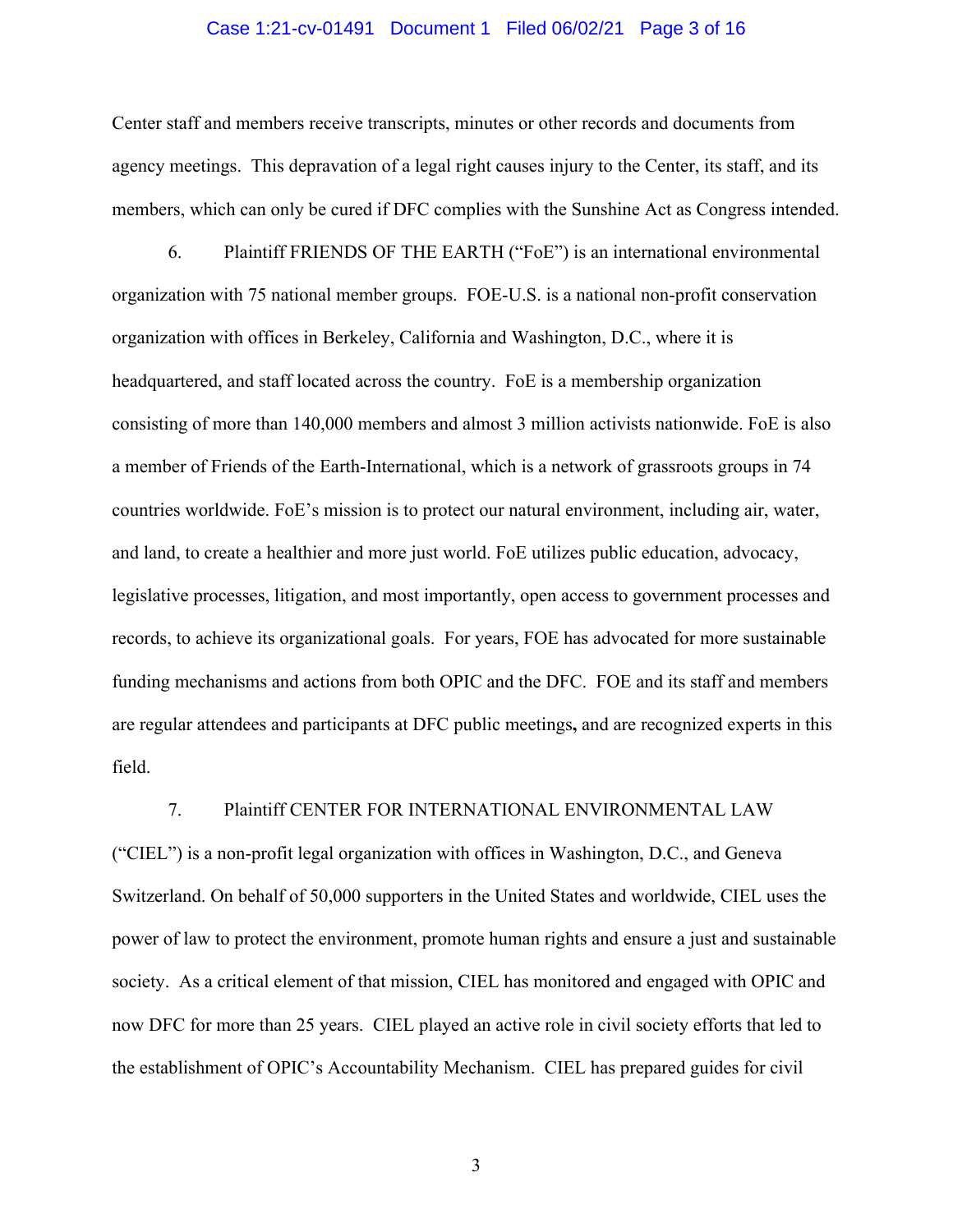Center staff and members receive transcripts, minutes or other records and documents from agency meetings. This depravation of a legal right causes injury to the Center, its staff, and its members, which can only be cured if DFC complies with the Sunshine Act as Congress intended.

6. Plaintiff FRIENDS OF THE EARTH ("FoE") is an international environmental organization with 75 national member groups. FOE-U.S. is a national non-profit conservation organization with offices in Berkeley, California and Washington, D.C., where it is headquartered, and staff located across the country. FoE is a membership organization consisting of more than 140,000 members and almost 3 million activists nationwide. FoE is also a member of Friends of the Earth-International, which is a network of grassroots groups in 74 countries worldwide. FoE's mission is to protect our natural environment, including air, water, and land, to create a healthier and more just world. FoE utilizes public education, advocacy, legislative processes, litigation, and most importantly, open access to government processes and records, to achieve its organizational goals. For years, FOE has advocated for more sustainable funding mechanisms and actions from both OPIC and the DFC. FOE and its staff and members are regular attendees and participants at DFC public meetings**,** and are recognized experts in this field.

7. Plaintiff CENTER FOR INTERNATIONAL ENVIRONMENTAL LAW ("CIEL") is a non-profit legal organization with offices in Washington, D.C., and Geneva Switzerland. On behalf of 50,000 supporters in the United States and worldwide, CIEL uses the power of law to protect the environment, promote human rights and ensure a just and sustainable society. As a critical element of that mission, CIEL has monitored and engaged with OPIC and now DFC for more than 25 years. CIEL played an active role in civil society efforts that led to the establishment of OPIC's Accountability Mechanism. CIEL has prepared guides for civil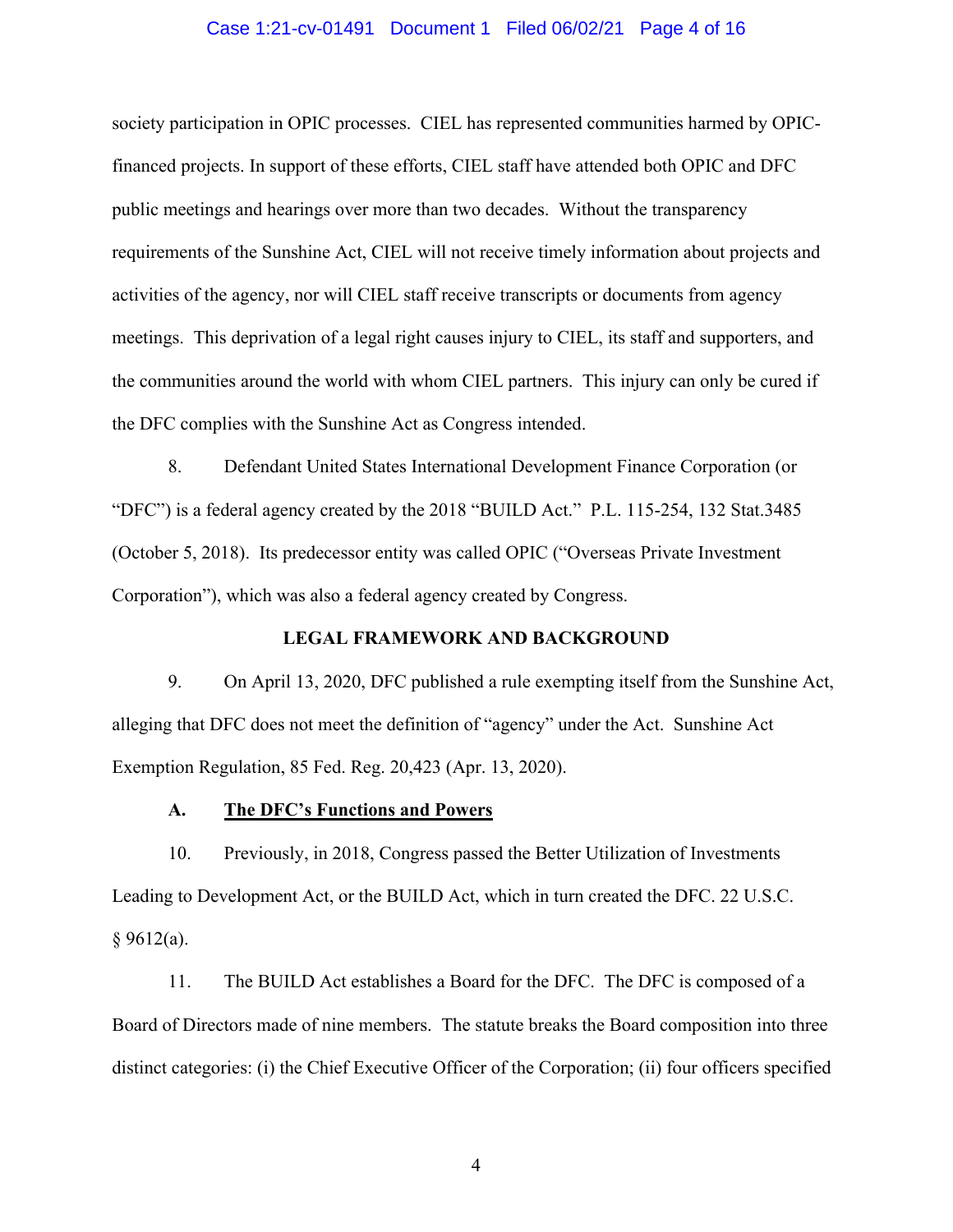society participation in OPIC processes. CIEL has represented communities harmed by OPIC-financed projects. In support of these efforts, CIEL staff have attended both OPIC and DFC public meetings and hearings over more than two decades. Without the transparency requirements of the Sunshine Act, CIEL will not receive timely information about projects and activities of the agency, nor will CIEL staff receive transcripts or documents from agency meetings. This deprivation of a legal right causes injury to CIEL, its staff and supporters, and the communities around the world with whom CIEL partners. This injury can only be cured if the DFC complies with the Sunshine Act as Congress intended.

8. Defendant United States International Development Finance Corporation (or "DFC") is a federal agency created by the 2018 "BUILD Act." P.L. 115-254, 132 Stat.3485 (October 5, 2018). Its predecessor entity was called OPIC ("Overseas Private Investment Corporation"), which was also a federal agency created by Congress.

## LEGAL FRAMEWORK AND BACKGROUND

9. On April 13, 2020, DFC published a rule exempting itself from the Sunshine Act, alleging that DFC does not meet the definition of "agency" under the Act. Sunshine Act Exemption Regulation, 85 Fed. Reg. 20,423 (Apr. 13, 2020).

### A. The DFC's Functions and Powers

10. Previously, in 2018, Congress passed the Better Utilization of Investments Leading to Development Act, or the BUILD Act, which in turn created the DFC. 22 U.S.C. § 9612(a).

11. The BUILD Act establishes a Board for the DFC. The DFC is composed of a Board of Directors made of nine members. The statute breaks the Board composition into three distinct categories: (i) the Chief Executive Officer of the Corporation; (ii) four officers specified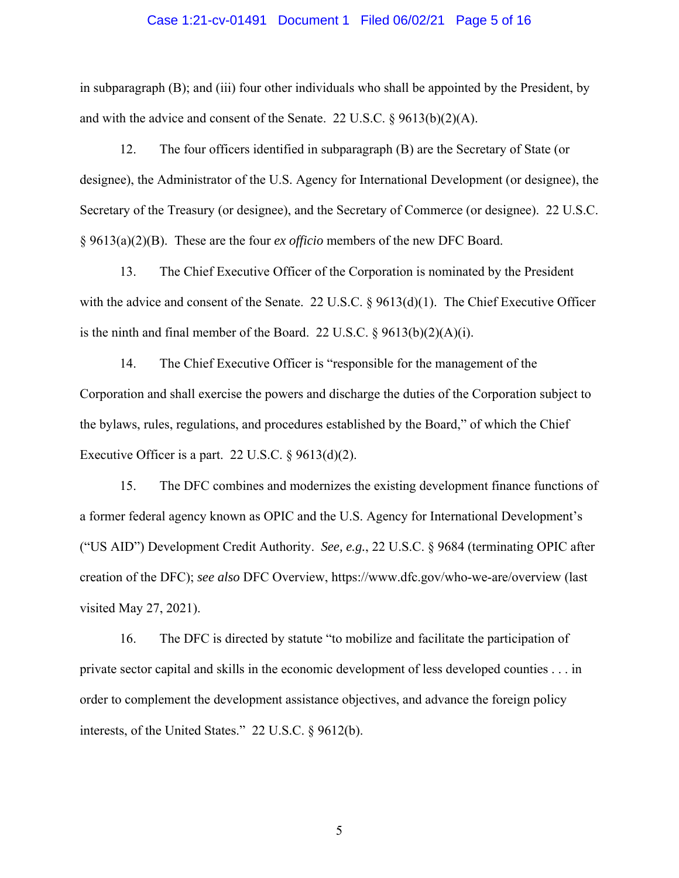in subparagraph (B); and (iii) four other individuals who shall be appointed by the President, by and with the advice and consent of the Senate. 22 U.S.C. § 9613(b)(2)(A).

12. The four officers identified in subparagraph (B) are the Secretary of State (or designee), the Administrator of the U.S. Agency for International Development (or designee), the Secretary of the Treasury (or designee), and the Secretary of Commerce (or designee). 22 U.S.C. § 9613(a)(2)(B). These are the four *ex officio* members of the new DFC Board.

13. The Chief Executive Officer of the Corporation is nominated by the President with the advice and consent of the Senate. 22 U.S.C. § 9613(d)(1). The Chief Executive Officer is the ninth and final member of the Board. 22 U.S.C. § 9613(b)(2)(A)(i).

14. The Chief Executive Officer is "responsible for the management of the Corporation and shall exercise the powers and discharge the duties of the Corporation subject to the bylaws, rules, regulations, and procedures established by the Board," of which the Chief Executive Officer is a part. 22 U.S.C. § 9613(d)(2).

15. The DFC combines and modernizes the existing development finance functions of a former federal agency known as OPIC and the U.S. Agency for International Development's ("US AID") Development Credit Authority. *See, e.g.*, 22 U.S.C. § 9684 (terminating OPIC after creation of the DFC); *see also* DFC Overview, https://www.dfc.gov/who-we-are/overview (last visited May 27, 2021).

16. The DFC is directed by statute "to mobilize and facilitate the participation of private sector capital and skills in the economic development of less developed counties . . . in order to complement the development assistance objectives, and advance the foreign policy interests, of the United States." 22 U.S.C. § 9612(b).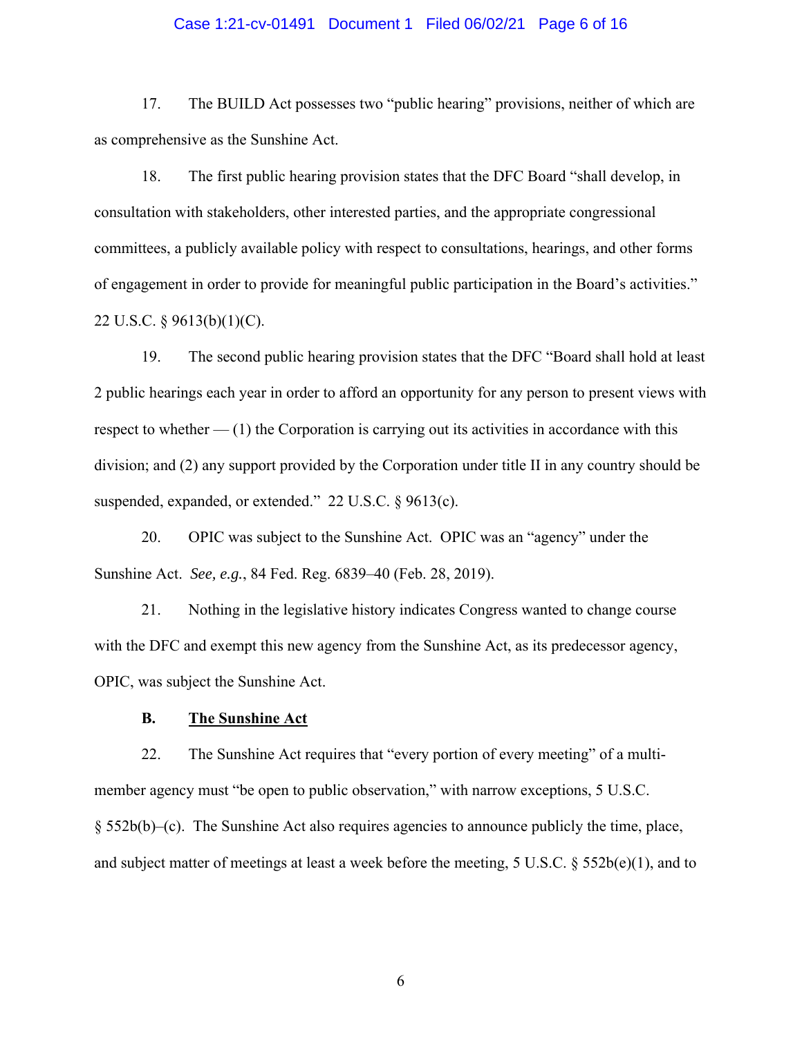17. The BUILD Act possesses two "public hearing" provisions, neither of which are as comprehensive as the Sunshine Act.

18. The first public hearing provision states that the DFC Board "shall develop, in consultation with stakeholders, other interested parties, and the appropriate congressional committees, a publicly available policy with respect to consultations, hearings, and other forms of engagement in order to provide for meaningful public participation in the Board's activities." 22 U.S.C. § 9613(b)(1)(C).

19. The second public hearing provision states that the DFC "Board shall hold at least 2 public hearings each year in order to afford an opportunity for any person to present views with respect to whether — (1) the Corporation is carrying out its activities in accordance with this division; and (2) any support provided by the Corporation under title II in any country should be suspended, expanded, or extended." 22 U.S.C. § 9613(c).

20. OPIC was subject to the Sunshine Act. OPIC was an "agency" under the Sunshine Act. *See, e.g.*, 84 Fed. Reg. 6839–40 (Feb. 28, 2019).

21. Nothing in the legislative history indicates Congress wanted to change course with the DFC and exempt this new agency from the Sunshine Act, as its predecessor agency, OPIC, was subject the Sunshine Act.

### B. The Sunshine Act

22. The Sunshine Act requires that "every portion of every meeting" of a multi-member agency must "be open to public observation," with narrow exceptions, 5 U.S.C. § 552b(b)–(c). The Sunshine Act also requires agencies to announce publicly the time, place, and subject matter of meetings at least a week before the meeting, 5 U.S.C. § 552b(e)(1), and to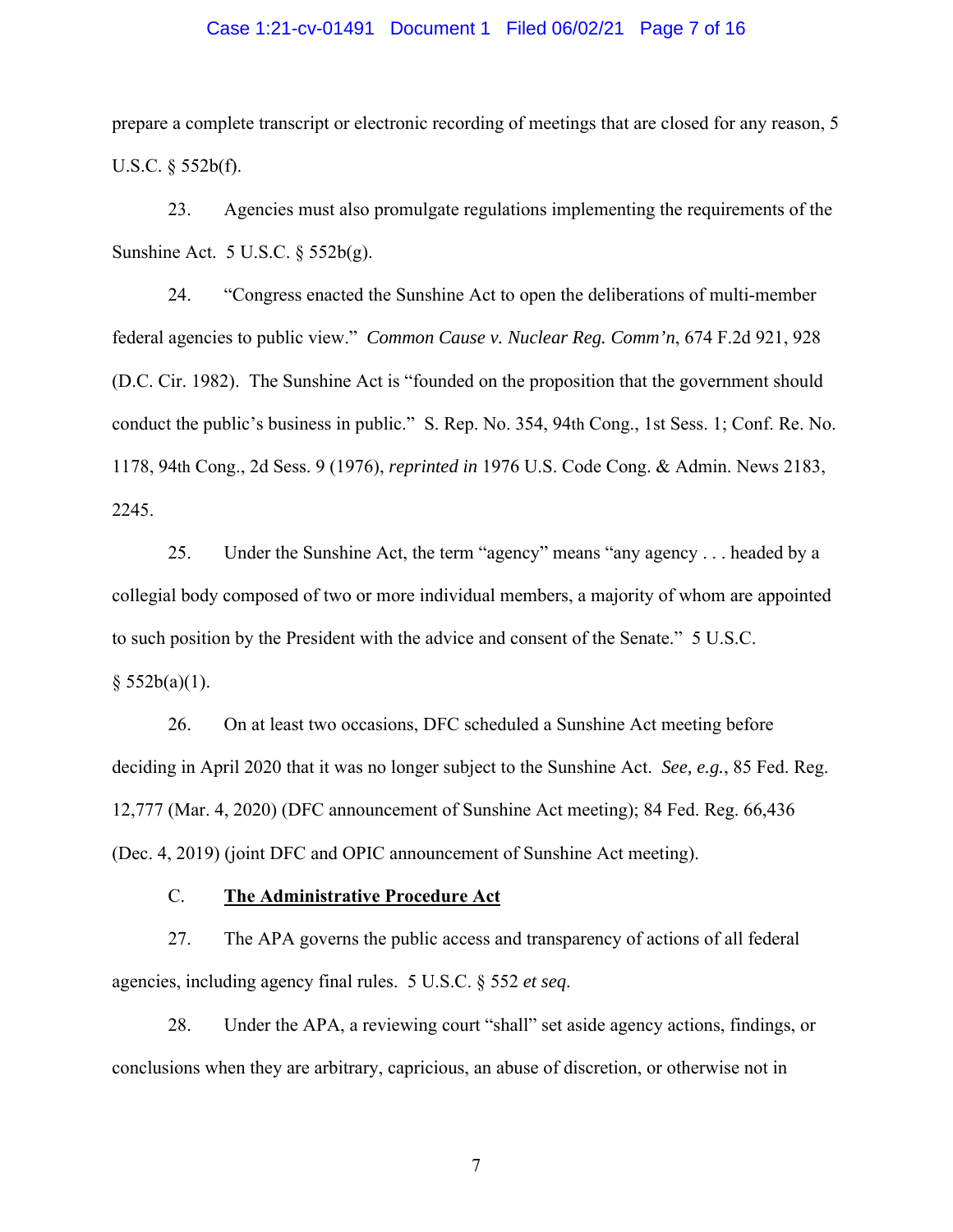prepare a complete transcript or electronic recording of meetings that are closed for any reason, 5 U.S.C. § 552b(f).

23. Agencies must also promulgate regulations implementing the requirements of the Sunshine Act. 5 U.S.C. § 552b(g).

24. "Congress enacted the Sunshine Act to open the deliberations of multi-member federal agencies to public view." *Common Cause v. Nuclear Reg. Comm'n*, 674 F.2d 921, 928 (D.C. Cir. 1982). The Sunshine Act is "founded on the proposition that the government should conduct the public's business in public." S. Rep. No. 354, 94th Cong., 1st Sess. 1; Conf. Re. No. 1178, 94th Cong., 2d Sess. 9 (1976), *reprinted in* 1976 U.S. Code Cong. & Admin. News 2183, 2245.

25. Under the Sunshine Act, the term "agency" means "any agency . . . headed by a collegial body composed of two or more individual members, a majority of whom are appointed to such position by the President with the advice and consent of the Senate." 5 U.S.C. § 552b(a)(1).

26. On at least two occasions, DFC scheduled a Sunshine Act meeting before deciding in April 2020 that it was no longer subject to the Sunshine Act. *See, e.g.*, 85 Fed. Reg. 12,777 (Mar. 4, 2020) (DFC announcement of Sunshine Act meeting); 84 Fed. Reg. 66,436 (Dec. 4, 2019) (joint DFC and OPIC announcement of Sunshine Act meeting).

### C. <u>The Administrative Procedure Act</u>

27. The APA governs the public access and transparency of actions of all federal agencies, including agency final rules. 5 U.S.C. § 552 *et seq*.

28. Under the APA, a reviewing court "shall" set aside agency actions, findings, or conclusions when they are arbitrary, capricious, an abuse of discretion, or otherwise not in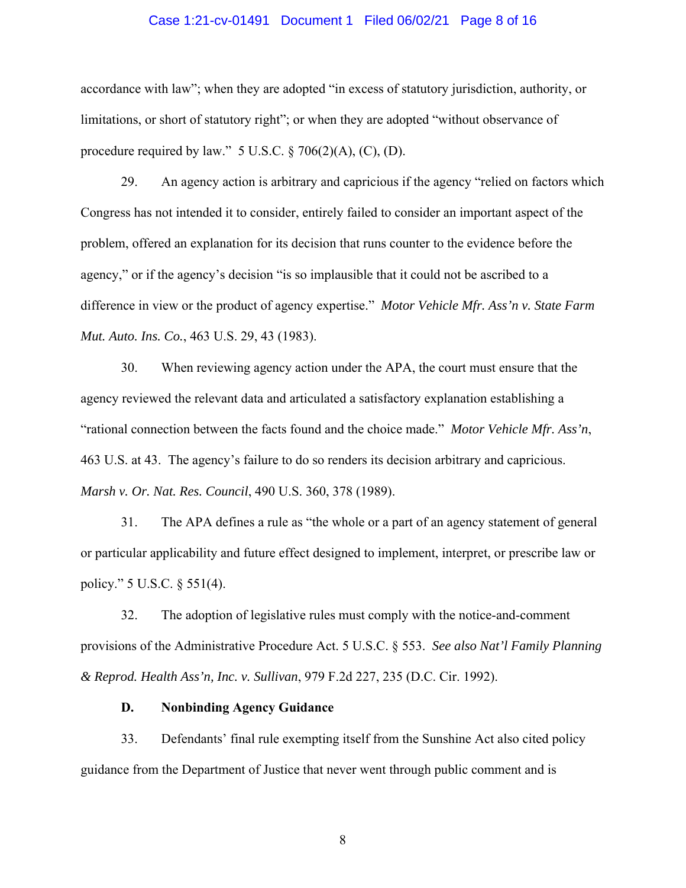accordance with law"; when they are adopted "in excess of statutory jurisdiction, authority, or limitations, or short of statutory right"; or when they are adopted "without observance of procedure required by law." 5 U.S.C. § 706(2)(A), (C), (D).

29. An agency action is arbitrary and capricious if the agency "relied on factors which Congress has not intended it to consider, entirely failed to consider an important aspect of the problem, offered an explanation for its decision that runs counter to the evidence before the agency," or if the agency's decision "is so implausible that it could not be ascribed to a difference in view or the product of agency expertise." *Motor Vehicle Mfr. Ass'n v. State Farm Mut. Auto. Ins. Co.*, 463 U.S. 29, 43 (1983).

30. When reviewing agency action under the APA, the court must ensure that the agency reviewed the relevant data and articulated a satisfactory explanation establishing a "rational connection between the facts found and the choice made." *Motor Vehicle Mfr. Ass'n*, 463 U.S. at 43. The agency's failure to do so renders its decision arbitrary and capricious. *Marsh v. Or. Nat. Res. Council*, 490 U.S. 360, 378 (1989).

31. The APA defines a rule as "the whole or a part of an agency statement of general or particular applicability and future effect designed to implement, interpret, or prescribe law or policy." 5 U.S.C. § 551(4).

32. The adoption of legislative rules must comply with the notice-and-comment provisions of the Administrative Procedure Act. 5 U.S.C. § 553. *See also Nat'l Family Planning & Reprod. Health Ass'n, Inc. v. Sullivan*, 979 F.2d 227, 235 (D.C. Cir. 1992).

**D. Nonbinding Agency Guidance**

33. Defendants' final rule exempting itself from the Sunshine Act also cited policy guidance from the Department of Justice that never went through public comment and is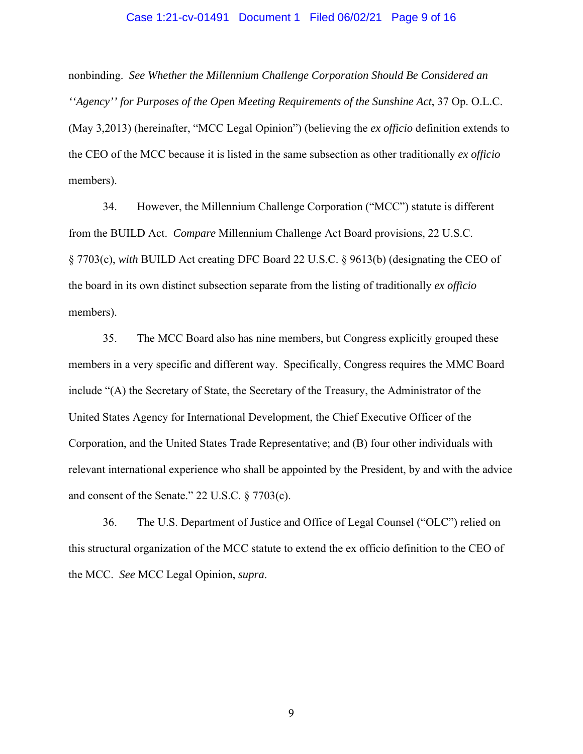nonbinding. *See Whether the Millennium Challenge Corporation Should Be Considered an ''Agency'' for Purposes of the Open Meeting Requirements of the Sunshine Act*, 37 Op. O.L.C. (May 3,2013) (hereinafter, "MCC Legal Opinion") (believing the *ex officio* definition extends to the CEO of the MCC because it is listed in the same subsection as other traditionally *ex officio* members).

34. However, the Millennium Challenge Corporation ("MCC") statute is different from the BUILD Act. *Compare* Millennium Challenge Act Board provisions, 22 U.S.C. § 7703(c), *with* BUILD Act creating DFC Board 22 U.S.C. § 9613(b) (designating the CEO of the board in its own distinct subsection separate from the listing of traditionally *ex officio* members).

35. The MCC Board also has nine members, but Congress explicitly grouped these members in a very specific and different way. Specifically, Congress requires the MMC Board include "(A) the Secretary of State, the Secretary of the Treasury, the Administrator of the United States Agency for International Development, the Chief Executive Officer of the Corporation, and the United States Trade Representative; and (B) four other individuals with relevant international experience who shall be appointed by the President, by and with the advice and consent of the Senate." 22 U.S.C. § 7703(c).

36. The U.S. Department of Justice and Office of Legal Counsel ("OLC") relied on this structural organization of the MCC statute to extend the ex officio definition to the CEO of the MCC. *See* MCC Legal Opinion, *supra*.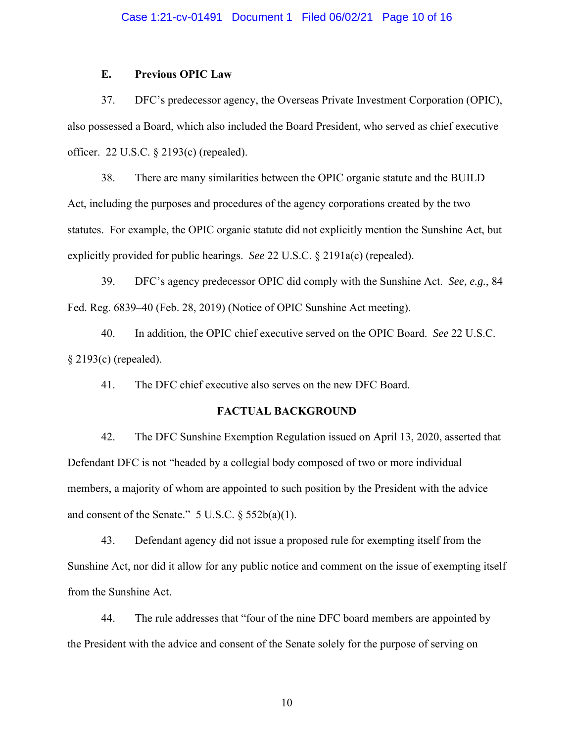### E. Previous OPIC Law

37. DFC's predecessor agency, the Overseas Private Investment Corporation (OPIC), also possessed a Board, which also included the Board President, who served as chief executive officer. 22 U.S.C. § 2193(c) (repealed).

38. There are many similarities between the OPIC organic statute and the BUILD Act, including the purposes and procedures of the agency corporations created by the two statutes. For example, the OPIC organic statute did not explicitly mention the Sunshine Act, but explicitly provided for public hearings. *See* 22 U.S.C. § 2191a(c) (repealed).

39. DFC's agency predecessor OPIC did comply with the Sunshine Act. *See, e.g.*, 84 Fed. Reg. 6839–40 (Feb. 28, 2019) (Notice of OPIC Sunshine Act meeting).

40. In addition, the OPIC chief executive served on the OPIC Board. *See* 22 U.S.C. § 2193(c) (repealed).

41. The DFC chief executive also serves on the new DFC Board.

## FACTUAL BACKGROUND

42. The DFC Sunshine Exemption Regulation issued on April 13, 2020, asserted that Defendant DFC is not "headed by a collegial body composed of two or more individual members, a majority of whom are appointed to such position by the President with the advice and consent of the Senate." 5 U.S.C. § 552b(a)(1).

43. Defendant agency did not issue a proposed rule for exempting itself from the Sunshine Act, nor did it allow for any public notice and comment on the issue of exempting itself from the Sunshine Act.

44. The rule addresses that "four of the nine DFC board members are appointed by the President with the advice and consent of the Senate solely for the purpose of serving on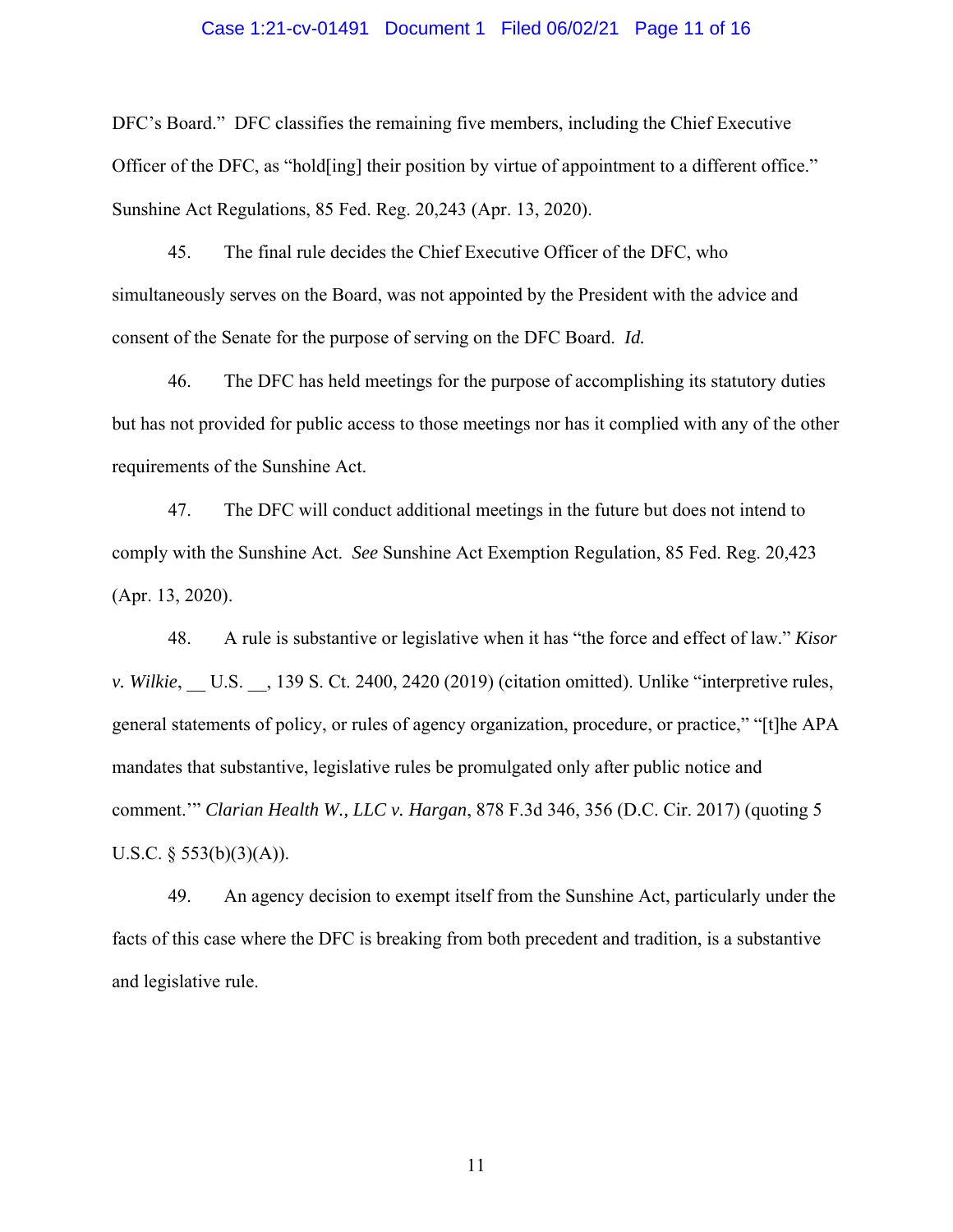DFC's Board." DFC classifies the remaining five members, including the Chief Executive Officer of the DFC, as "hold[ing] their position by virtue of appointment to a different office." Sunshine Act Regulations, 85 Fed. Reg. 20,243 (Apr. 13, 2020).

45. The final rule decides the Chief Executive Officer of the DFC, who simultaneously serves on the Board, was not appointed by the President with the advice and consent of the Senate for the purpose of serving on the DFC Board. *Id.*

46. The DFC has held meetings for the purpose of accomplishing its statutory duties but has not provided for public access to those meetings nor has it complied with any of the other requirements of the Sunshine Act.

47. The DFC will conduct additional meetings in the future but does not intend to comply with the Sunshine Act. *See* Sunshine Act Exemption Regulation, 85 Fed. Reg. 20,423 (Apr. 13, 2020).

48. A rule is substantive or legislative when it has "the force and effect of law." *Kisor v. Wilkie*, __ U.S. __, 139 S. Ct. 2400, 2420 (2019) (citation omitted). Unlike "interpretive rules, general statements of policy, or rules of agency organization, procedure, or practice," "[t]he APA mandates that substantive, legislative rules be promulgated only after public notice and comment.'" *Clarian Health W., LLC v. Hargan*, 878 F.3d 346, 356 (D.C. Cir. 2017) (quoting 5 U.S.C. § 553(b)(3)(A)).

49. An agency decision to exempt itself from the Sunshine Act, particularly under the facts of this case where the DFC is breaking from both precedent and tradition, is a substantive and legislative rule.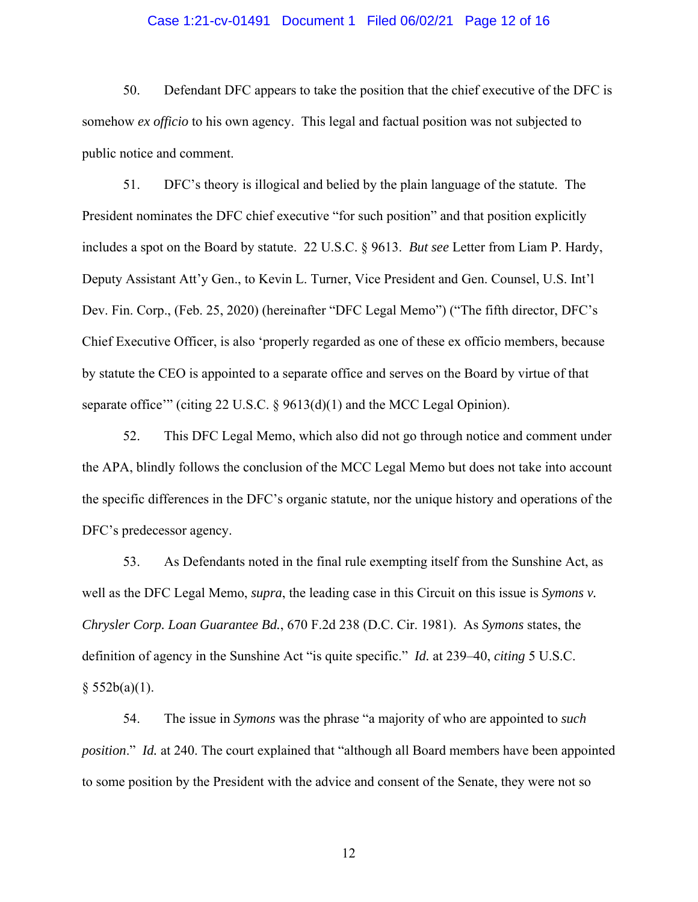50. Defendant DFC appears to take the position that the chief executive of the DFC is somehow *ex officio* to his own agency. This legal and factual position was not subjected to public notice and comment.

51. DFC's theory is illogical and belied by the plain language of the statute. The President nominates the DFC chief executive "for such position" and that position explicitly includes a spot on the Board by statute. 22 U.S.C. § 9613. *But see* Letter from Liam P. Hardy, Deputy Assistant Att'y Gen., to Kevin L. Turner, Vice President and Gen. Counsel, U.S. Int'l Dev. Fin. Corp., (Feb. 25, 2020) (hereinafter "DFC Legal Memo") ("The fifth director, DFC's Chief Executive Officer, is also 'properly regarded as one of these ex officio members, because by statute the CEO is appointed to a separate office and serves on the Board by virtue of that separate office'" (citing 22 U.S.C. § 9613(d)(1) and the MCC Legal Opinion).

52. This DFC Legal Memo, which also did not go through notice and comment under the APA, blindly follows the conclusion of the MCC Legal Memo but does not take into account the specific differences in the DFC's organic statute, nor the unique history and operations of the DFC's predecessor agency.

53. As Defendants noted in the final rule exempting itself from the Sunshine Act, as well as the DFC Legal Memo, *supra*, the leading case in this Circuit on this issue is *Symons v. Chrysler Corp. Loan Guarantee Bd.*, 670 F.2d 238 (D.C. Cir. 1981). As *Symons* states, the definition of agency in the Sunshine Act "is quite specific." *Id.* at 239–40, *citing* 5 U.S.C. § 552b(a)(1).

54. The issue in *Symons* was the phrase "a majority of who are appointed to *such position*." *Id.* at 240. The court explained that "although all Board members have been appointed to some position by the President with the advice and consent of the Senate, they were not so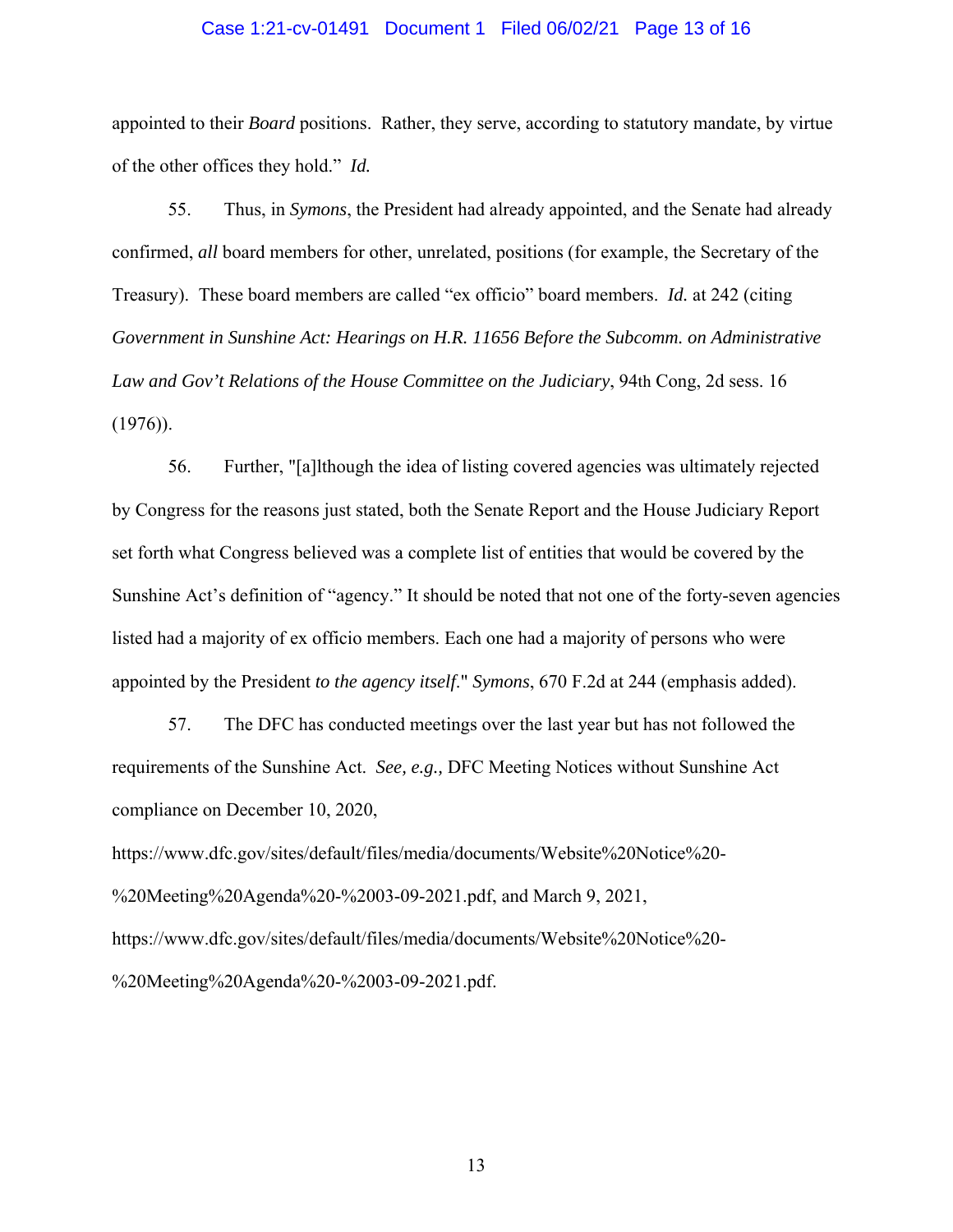appointed to their *Board* positions. Rather, they serve, according to statutory mandate, by virtue of the other offices they hold." *Id.*

55. Thus, in *Symons*, the President had already appointed, and the Senate had already confirmed, *all* board members for other, unrelated, positions (for example, the Secretary of the Treasury). These board members are called "ex officio" board members. *Id.* at 242 (citing *Government in Sunshine Act: Hearings on H.R. 11656 Before the Subcomm. on Administrative Law and Gov't Relations of the House Committee on the Judiciary*, 94th Cong, 2d sess. 16 (1976)).

56. Further, "[a]lthough the idea of listing covered agencies was ultimately rejected by Congress for the reasons just stated, both the Senate Report and the House Judiciary Report set forth what Congress believed was a complete list of entities that would be covered by the Sunshine Act's definition of "agency." It should be noted that not one of the forty-seven agencies listed had a majority of ex officio members. Each one had a majority of persons who were appointed by the President *to the agency itself*." *Symons*, 670 F.2d at 244 (emphasis added).

57. The DFC has conducted meetings over the last year but has not followed the requirements of the Sunshine Act. *See, e.g.,* DFC Meeting Notices without Sunshine Act compliance on December 10, 2020, https://www.dfc.gov/sites/default/files/media/documents/Website%20Notice%20-%20Meeting%20Agenda%20-%2003-09-2021.pdf, and March 9, 2021, https://www.dfc.gov/sites/default/files/media/documents/Website%20Notice%20-%20Meeting%20Agenda%20-%2003-09-2021.pdf.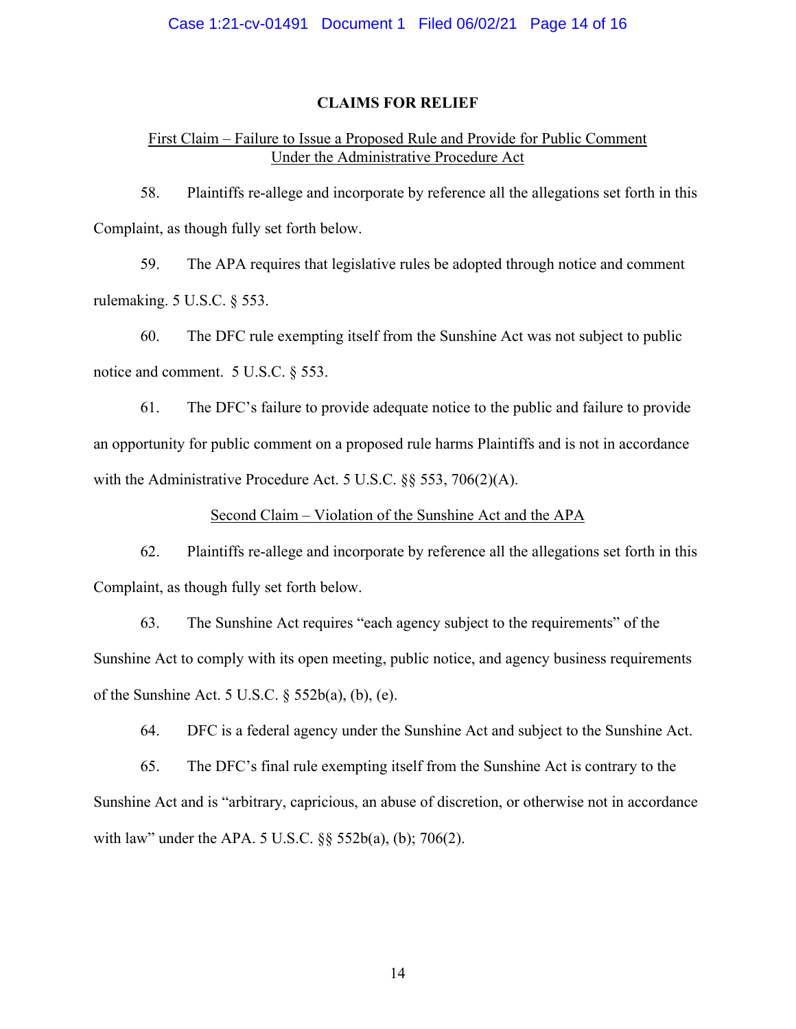## CLAIMS FOR RELIEF

First Claim – Failure to Issue a Proposed Rule and Provide for Public Comment Under the Administrative Procedure Act

58. Plaintiffs re-allege and incorporate by reference all the allegations set forth in this Complaint, as though fully set forth below.

59. The APA requires that legislative rules be adopted through notice and comment rulemaking. 5 U.S.C. § 553.

60. The DFC rule exempting itself from the Sunshine Act was not subject to public notice and comment. 5 U.S.C. § 553.

61. The DFC's failure to provide adequate notice to the public and failure to provide an opportunity for public comment on a proposed rule harms Plaintiffs and is not in accordance with the Administrative Procedure Act. 5 U.S.C. §§ 553, 706(2)(A).

Second Claim – Violation of the Sunshine Act and the APA

62. Plaintiffs re-allege and incorporate by reference all the allegations set forth in this Complaint, as though fully set forth below.

63. The Sunshine Act requires "each agency subject to the requirements" of the Sunshine Act to comply with its open meeting, public notice, and agency business requirements of the Sunshine Act. 5 U.S.C. § 552b(a), (b), (e).

64. DFC is a federal agency under the Sunshine Act and subject to the Sunshine Act.

65. The DFC's final rule exempting itself from the Sunshine Act is contrary to the Sunshine Act and is "arbitrary, capricious, an abuse of discretion, or otherwise not in accordance with law" under the APA. 5 U.S.C. §§ 552b(a), (b); 706(2).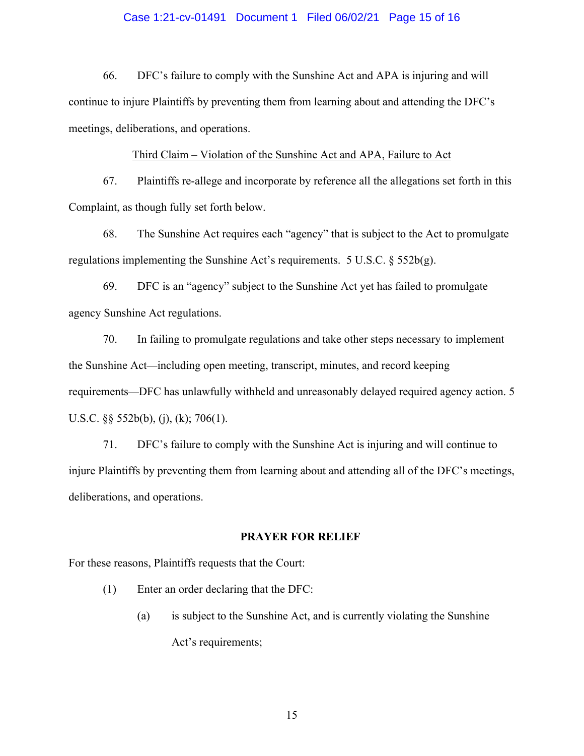66. DFC's failure to comply with the Sunshine Act and APA is injuring and will continue to injure Plaintiffs by preventing them from learning about and attending the DFC's meetings, deliberations, and operations.

<u>Third Claim – Violation of the Sunshine Act and APA, Failure to Act</u>

67. Plaintiffs re-allege and incorporate by reference all the allegations set forth in this Complaint, as though fully set forth below.

68. The Sunshine Act requires each "agency" that is subject to the Act to promulgate regulations implementing the Sunshine Act's requirements. 5 U.S.C. § 552b(g).

69. DFC is an "agency" subject to the Sunshine Act yet has failed to promulgate agency Sunshine Act regulations.

70. In failing to promulgate regulations and take other steps necessary to implement the Sunshine Act—including open meeting, transcript, minutes, and record keeping requirements—DFC has unlawfully withheld and unreasonably delayed required agency action. 5 U.S.C. §§ 552b(b), (j), (k); 706(1).

71. DFC's failure to comply with the Sunshine Act is injuring and will continue to injure Plaintiffs by preventing them from learning about and attending all of the DFC's meetings, deliberations, and operations.

**PRAYER FOR RELIEF**

For these reasons, Plaintiffs requests that the Court:

(1) Enter an order declaring that the DFC:

(a) is subject to the Sunshine Act, and is currently violating the Sunshine Act's requirements;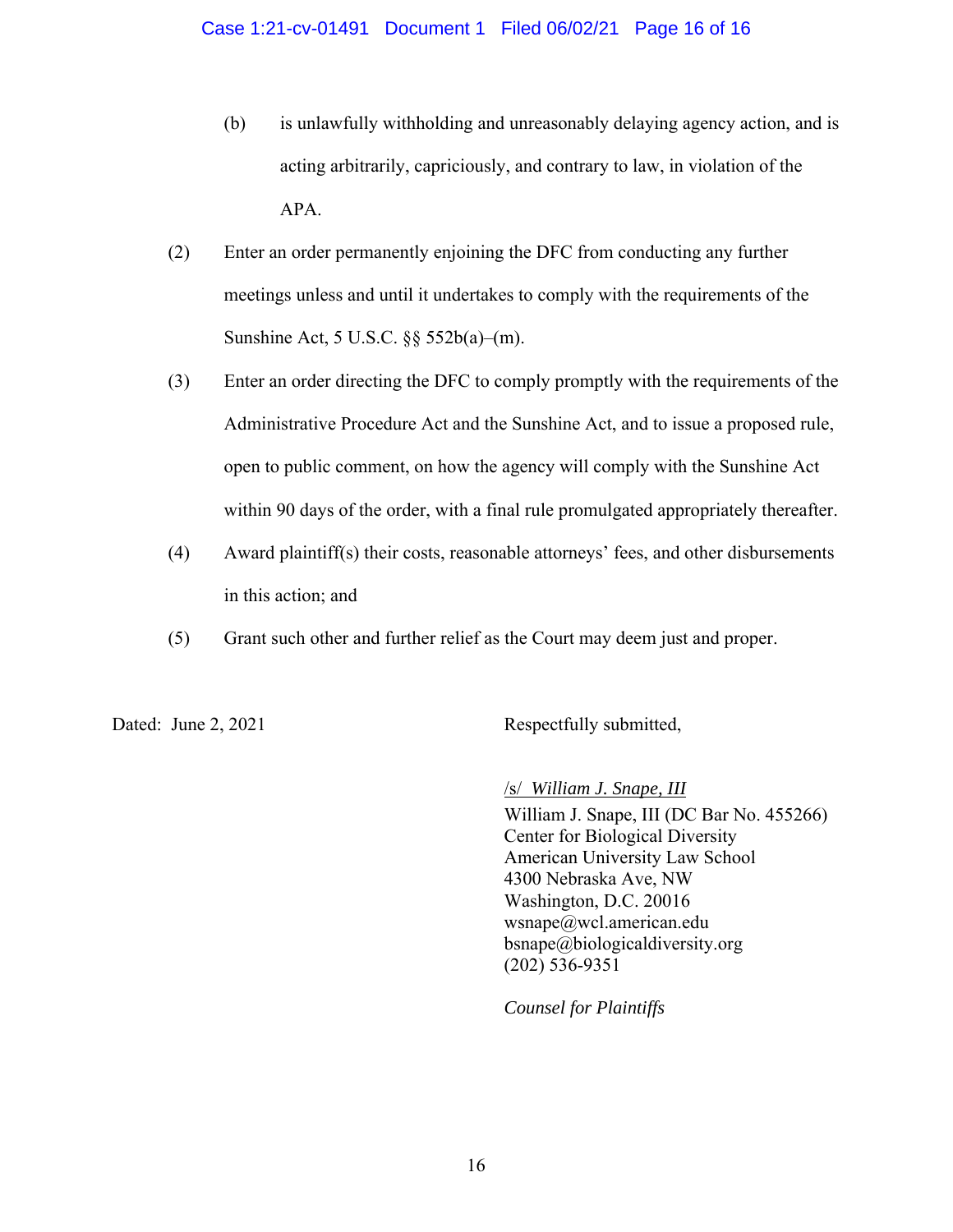(b) is unlawfully withholding and unreasonably delaying agency action, and is acting arbitrarily, capriciously, and contrary to law, in violation of the APA.

(2) Enter an order permanently enjoining the DFC from conducting any further meetings unless and until it undertakes to comply with the requirements of the Sunshine Act, 5 U.S.C. §§ 552b(a)–(m).

(3) Enter an order directing the DFC to comply promptly with the requirements of the Administrative Procedure Act and the Sunshine Act, and to issue a proposed rule, open to public comment, on how the agency will comply with the Sunshine Act within 90 days of the order, with a final rule promulgated appropriately thereafter.

(4) Award plaintiff(s) their costs, reasonable attorneys' fees, and other disbursements in this action; and

(5) Grant such other and further relief as the Court may deem just and proper.

Dated: June 2, 2021

Respectfully submitted,

/s/ *William J. Snape, III*
William J. Snape, III (DC Bar No. 455266)
Center for Biological Diversity
American University Law School
4300 Nebraska Ave, NW
Washington, D.C. 20016
wsnape@wcl.american.edu
bsnape@biologicaldiversity.org
(202) 536-9351

*Counsel for Plaintiffs*